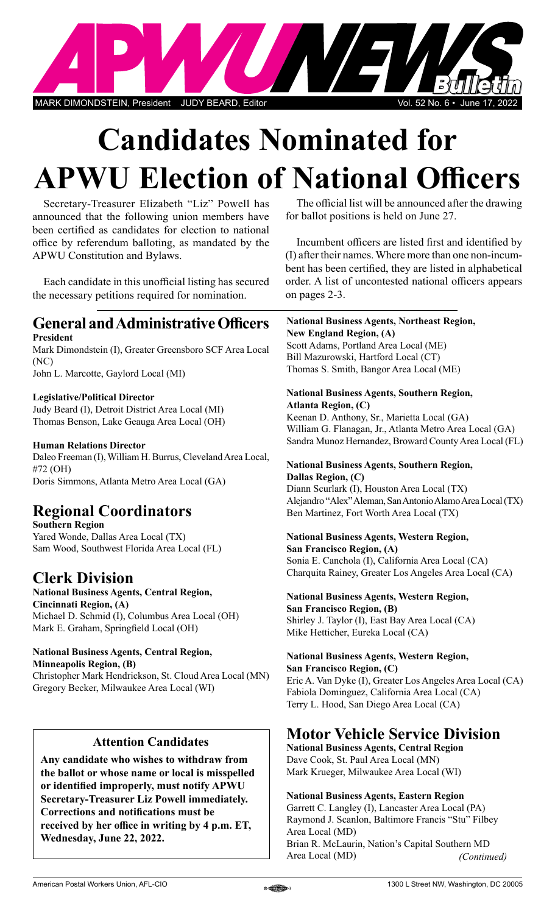# APWU NEWS Bulletin

MARK DIMONDSTEIN, President JUDY BEARD, Editor Vol. 52 No. 6 • June 17, 2022

# Candidates Nominated for APWU Election of National Officers

Secretary-Treasurer Elizabeth "Liz" Powell has announced that the following union members have been certified as candidates for election to national office by referendum balloting, as mandated by the APWU Constitution and Bylaws.

Each candidate in this unofficial listing has secured the necessary petitions required for nomination.

The official list will be announced after the drawing for ballot positions is held on June 27.

Incumbent officers are listed first and identified by (I) after their names. Where more than one non-incumbent has been certified, they are listed in alphabetical order. A list of uncontested national officers appears on pages 2-3.

## General and Administrative Officers

**President**
Mark Dimondstein (I), Greater Greensboro SCF Area Local (NC)
John L. Marcotte, Gaylord Local (MI)

**Legislative/Political Director**
Judy Beard (I), Detroit District Area Local (MI)
Thomas Benson, Lake Geauga Area Local (OH)

**Human Relations Director**
Daleo Freeman (I), William H. Burrus, Cleveland Area Local, #72 (OH)
Doris Simmons, Atlanta Metro Area Local (GA)

## Regional Coordinators

**Southern Region**
Yared Wonde, Dallas Area Local (TX)
Sam Wood, Southwest Florida Area Local (FL)

## Clerk Division

**National Business Agents, Central Region, Cincinnati Region, (A)**
Michael D. Schmid (I), Columbus Area Local (OH)
Mark E. Graham, Springfield Local (OH)

**National Business Agents, Central Region, Minneapolis Region, (B)**
Christopher Mark Hendrickson, St. Cloud Area Local (MN)
Gregory Becker, Milwaukee Area Local (WI)

**Attention Candidates**

**Any candidate who wishes to withdraw from the ballot or whose name or local is misspelled or identified improperly, must notify APWU Secretary-Treasurer Liz Powell immediately. Corrections and notifications must be received by her office in writing by 4 p.m. ET, Wednesday, June 22, 2022.**

**National Business Agents, Northeast Region, New England Region, (A)**
Scott Adams, Portland Area Local (ME)
Bill Mazurowski, Hartford Local (CT)
Thomas S. Smith, Bangor Area Local (ME)

**National Business Agents, Southern Region, Atlanta Region, (C)**
Keenan D. Anthony, Sr., Marietta Local (GA)
William G. Flanagan, Jr., Atlanta Metro Area Local (GA)
Sandra Munoz Hernandez, Broward County Area Local (FL)

**National Business Agents, Southern Region, Dallas Region, (C)**
Diann Scurlark (I), Houston Area Local (TX)
Alejandro "Alex" Aleman, San Antonio Alamo Area Local (TX)
Ben Martinez, Fort Worth Area Local (TX)

**National Business Agents, Western Region, San Francisco Region, (A)**
Sonia E. Canchola (I), California Area Local (CA)
Charquita Rainey, Greater Los Angeles Area Local (CA)

**National Business Agents, Western Region, San Francisco Region, (B)**
Shirley J. Taylor (I), East Bay Area Local (CA)
Mike Hetticher, Eureka Local (CA)

**National Business Agents, Western Region, San Francisco Region, (C)**
Eric A. Van Dyke (I), Greater Los Angeles Area Local (CA)
Fabiola Dominguez, California Area Local (CA)
Terry L. Hood, San Diego Area Local (CA)

## Motor Vehicle Service Division

**National Business Agents, Central Region**
Dave Cook, St. Paul Area Local (MN)
Mark Krueger, Milwaukee Area Local (WI)

**National Business Agents, Eastern Region**
Garrett C. Langley (I), Lancaster Area Local (PA)
Raymond J. Scanlon, Baltimore Francis "Stu" Filbey Area Local (MD)
Brian R. McLaurin, Nation's Capital Southern MD Area Local (MD)

*(Continued)*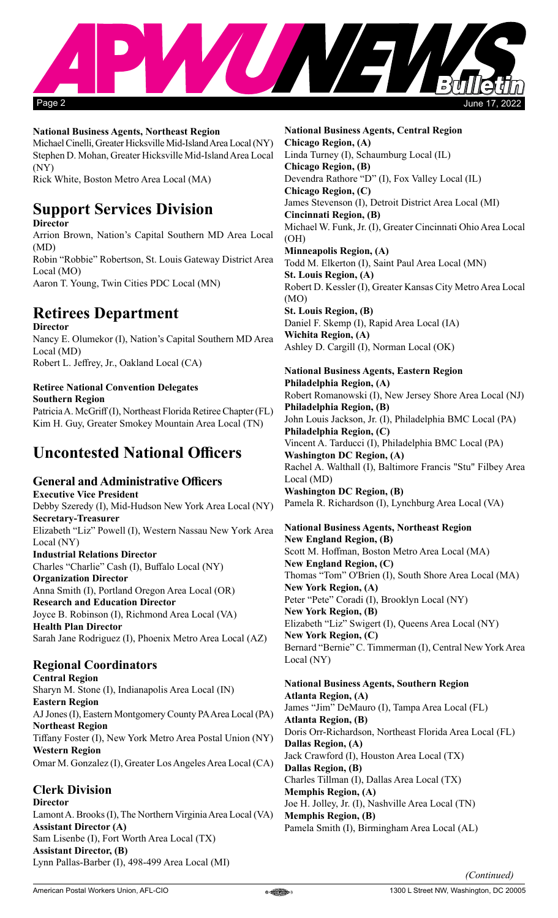**National Business Agents, Northeast Region**

Michael Cinelli, Greater Hicksville Mid-Island Area Local (NY)
Stephen D. Mohan, Greater Hicksville Mid-Island Area Local (NY)
Rick White, Boston Metro Area Local (MA)

# Support Services Division

**Director**

Arrion Brown, Nation's Capital Southern MD Area Local (MD)
Robin "Robbie" Robertson, St. Louis Gateway District Area Local (MO)
Aaron T. Young, Twin Cities PDC Local (MN)

# Retirees Department

**Director**

Nancy E. Olumekor (I), Nation's Capital Southern MD Area Local (MD)
Robert L. Jeffrey, Jr., Oakland Local (CA)

**Retiree National Convention Delegates**

**Southern Region**

Patricia A. McGriff (I), Northeast Florida Retiree Chapter (FL)
Kim H. Guy, Greater Smokey Mountain Area Local (TN)

# Uncontested National Officers

## General and Administrative Officers

**Executive Vice President**
Debby Szeredy (I), Mid-Hudson New York Area Local (NY)

**Secretary-Treasurer**
Elizabeth "Liz" Powell (I), Western Nassau New York Area Local (NY)

**Industrial Relations Director**
Charles "Charlie" Cash (I), Buffalo Local (NY)

**Organization Director**
Anna Smith (I), Portland Oregon Area Local (OR)

**Research and Education Director**
Joyce B. Robinson (I), Richmond Area Local (VA)

**Health Plan Director**
Sarah Jane Rodriguez (I), Phoenix Metro Area Local (AZ)

## Regional Coordinators

**Central Region**
Sharyn M. Stone (I), Indianapolis Area Local (IN)

**Eastern Region**
AJ Jones (I), Eastern Montgomery County PA Area Local (PA)

**Northeast Region**
Tiffany Foster (I), New York Metro Area Postal Union (NY)

**Western Region**
Omar M. Gonzalez (I), Greater Los Angeles Area Local (CA)

## Clerk Division

**Director**
Lamont A. Brooks (I), The Northern Virginia Area Local (VA)

**Assistant Director (A)**
Sam Lisenbe (I), Fort Worth Area Local (TX)

**Assistant Director, (B)**
Lynn Pallas-Barber (I), 498-499 Area Local (MI)

**National Business Agents, Central Region**

**Chicago Region, (A)**
Linda Turney (I), Schaumburg Local (IL)

**Chicago Region, (B)**
Devendra Rathore "D" (I), Fox Valley Local (IL)

**Chicago Region, (C)**
James Stevenson (I), Detroit District Area Local (MI)

**Cincinnati Region, (B)**
Michael W. Funk, Jr. (I), Greater Cincinnati Ohio Area Local (OH)

**Minneapolis Region, (A)**
Todd M. Elkerton (I), Saint Paul Area Local (MN)

**St. Louis Region, (A)**
Robert D. Kessler (I), Greater Kansas City Metro Area Local (MO)

**St. Louis Region, (B)**
Daniel F. Skemp (I), Rapid Area Local (IA)

**Wichita Region, (A)**
Ashley D. Cargill (I), Norman Local (OK)

**National Business Agents, Eastern Region**

**Philadelphia Region, (A)**
Robert Romanowski (I), New Jersey Shore Area Local (NJ)

**Philadelphia Region, (B)**
John Louis Jackson, Jr. (I), Philadelphia BMC Local (PA)

**Philadelphia Region, (C)**
Vincent A. Tarducci (I), Philadelphia BMC Local (PA)

**Washington DC Region, (A)**
Rachel A. Walthall (I), Baltimore Francis "Stu" Filbey Area Local (MD)

**Washington DC Region, (B)**
Pamela R. Richardson (I), Lynchburg Area Local (VA)

**National Business Agents, Northeast Region**

**New England Region, (B)**
Scott M. Hoffman, Boston Metro Area Local (MA)

**New England Region, (C)**
Thomas "Tom" O'Brien (I), South Shore Area Local (MA)

**New York Region, (A)**
Peter "Pete" Coradi (I), Brooklyn Local (NY)

**New York Region, (B)**
Elizabeth "Liz" Swigert (I), Queens Area Local (NY)

**New York Region, (C)**
Bernard "Bernie" C. Timmerman (I), Central New York Area Local (NY)

**National Business Agents, Southern Region**

**Atlanta Region, (A)**
James "Jim" DeMauro (I), Tampa Area Local (FL)

**Atlanta Region, (B)**
Doris Orr-Richardson, Northeast Florida Area Local (FL)

**Dallas Region, (A)**
Jack Crawford (I), Houston Area Local (TX)

**Dallas Region, (B)**
Charles Tillman (I), Dallas Area Local (TX)

**Memphis Region, (A)**
Joe H. Jolley, Jr. (I), Nashville Area Local (TN)

**Memphis Region, (B)**
Pamela Smith (I), Birmingham Area Local (AL)

*(Continued)*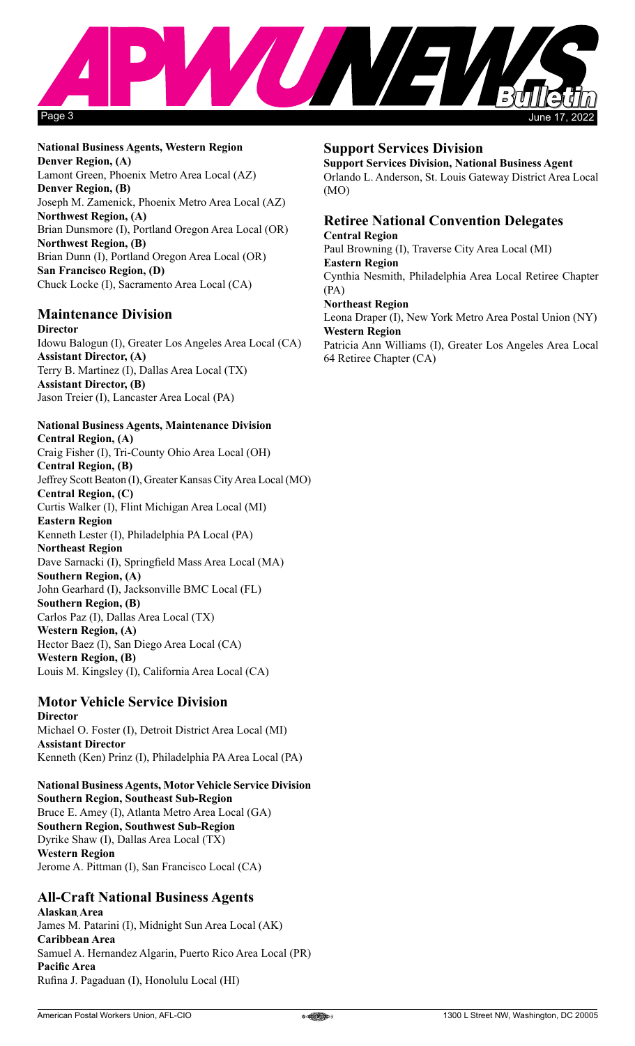**National Business Agents, Western Region**

**Denver Region, (A)**
Lamont Green, Phoenix Metro Area Local (AZ)

**Denver Region, (B)**
Joseph M. Zamenick, Phoenix Metro Area Local (AZ)

**Northwest Region, (A)**
Brian Dunsmore (I), Portland Oregon Area Local (OR)

**Northwest Region, (B)**
Brian Dunn (I), Portland Oregon Area Local (OR)

**San Francisco Region, (D)**
Chuck Locke (I), Sacramento Area Local (CA)

## Maintenance Division

**Director**
Idowu Balogun (I), Greater Los Angeles Area Local (CA)

**Assistant Director, (A)**
Terry B. Martinez (I), Dallas Area Local (TX)

**Assistant Director, (B)**
Jason Treier (I), Lancaster Area Local (PA)

**National Business Agents, Maintenance Division**

**Central Region, (A)**
Craig Fisher (I), Tri-County Ohio Area Local (OH)

**Central Region, (B)**
Jeffrey Scott Beaton (I), Greater Kansas City Area Local (MO)

**Central Region, (C)**
Curtis Walker (I), Flint Michigan Area Local (MI)

**Eastern Region**
Kenneth Lester (I), Philadelphia PA Local (PA)

**Northeast Region**
Dave Sarnacki (I), Springfield Mass Area Local (MA)

**Southern Region, (A)**
John Gearhard (I), Jacksonville BMC Local (FL)

**Southern Region, (B)**
Carlos Paz (I), Dallas Area Local (TX)

**Western Region, (A)**
Hector Baez (I), San Diego Area Local (CA)

**Western Region, (B)**
Louis M. Kingsley (I), California Area Local (CA)

## Motor Vehicle Service Division

**Director**
Michael O. Foster (I), Detroit District Area Local (MI)

**Assistant Director**
Kenneth (Ken) Prinz (I), Philadelphia PA Area Local (PA)

**National Business Agents, Motor Vehicle Service Division**

**Southern Region, Southeast Sub-Region**
Bruce E. Amey (I), Atlanta Metro Area Local (GA)

**Southern Region, Southwest Sub-Region**
Dyrike Shaw (I), Dallas Area Local (TX)

**Western Region**
Jerome A. Pittman (I), San Francisco Local (CA)

## All-Craft National Business Agents

**Alaskan Area**
James M. Patarini (I), Midnight Sun Area Local (AK)

**Caribbean Area**
Samuel A. Hernandez Algarin, Puerto Rico Area Local (PR)

**Pacific Area**
Rufina J. Pagaduan (I), Honolulu Local (HI)

## Support Services Division

**Support Services Division, National Business Agent**
Orlando L. Anderson, St. Louis Gateway District Area Local (MO)

## Retiree National Convention Delegates

**Central Region**
Paul Browning (I), Traverse City Area Local (MI)

**Eastern Region**
Cynthia Nesmith, Philadelphia Area Local Retiree Chapter (PA)

**Northeast Region**
Leona Draper (I), New York Metro Area Postal Union (NY)

**Western Region**
Patricia Ann Williams (I), Greater Los Angeles Area Local 64 Retiree Chapter (CA)